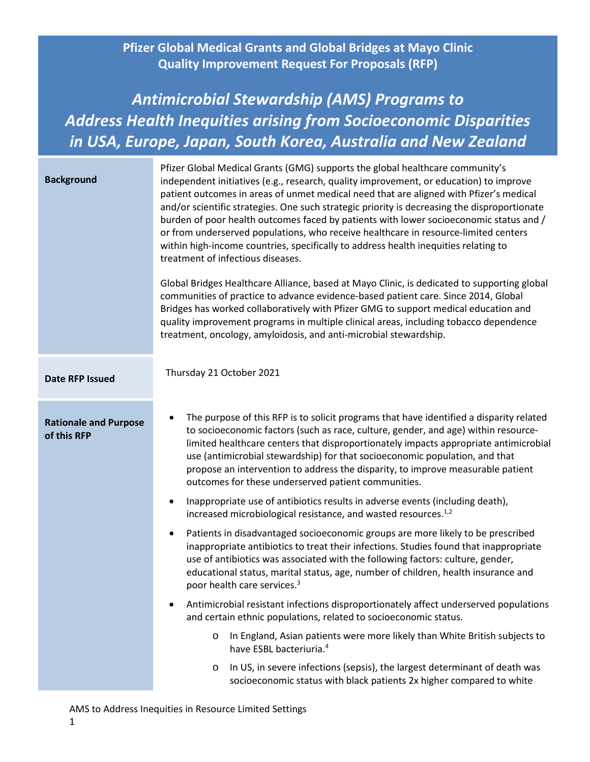# Pfizer Global Medical Grants and Global Bridges at Mayo Clinic Quality Improvement Request For Proposals (RFP)

## *Antimicrobial Stewardship (AMS) Programs to Address Health Inequities arising from Socioeconomic Disparities in USA, Europe, Japan, South Korea, Australia and New Zealand*

| | |
|---|---|
| **Background** | Pfizer Global Medical Grants (GMG) supports the global healthcare community's independent initiatives (e.g., research, quality improvement, or education) to improve patient outcomes in areas of unmet medical need that are aligned with Pfizer's medical and/or scientific strategies. One such strategic priority is decreasing the disproportionate burden of poor health outcomes faced by patients with lower socioeconomic status and / or from underserved populations, who receive healthcare in resource-limited centers within high-income countries, specifically to address health inequities relating to treatment of infectious diseases.<br><br>Global Bridges Healthcare Alliance, based at Mayo Clinic, is dedicated to supporting global communities of practice to advance evidence-based patient care. Since 2014, Global Bridges has worked collaboratively with Pfizer GMG to support medical education and quality improvement programs in multiple clinical areas, including tobacco dependence treatment, oncology, amyloidosis, and anti-microbial stewardship. |
| **Date RFP Issued** | Thursday 21 October 2021 |
| **Rationale and Purpose of this RFP** | • The purpose of this RFP is to solicit programs that have identified a disparity related to socioeconomic factors (such as race, culture, gender, and age) within resource-limited healthcare centers that disproportionately impacts appropriate antimicrobial use (antimicrobial stewardship) for that socioeconomic population, and that propose an intervention to address the disparity, to improve measurable patient outcomes for these underserved patient communities.<br>• Inappropriate use of antibiotics results in adverse events (including death), increased microbiological resistance, and wasted resources.[1,2]<br>• Patients in disadvantaged socioeconomic groups are more likely to be prescribed inappropriate antibiotics to treat their infections. Studies found that inappropriate use of antibiotics was associated with the following factors: culture, gender, educational status, marital status, age, number of children, health insurance and poor health care services.[3]<br>• Antimicrobial resistant infections disproportionately affect underserved populations and certain ethnic populations, related to socioeconomic status.<br>  o In England, Asian patients were more likely than White British subjects to have ESBL bacteriuria.[4]<br>  o In US, in severe infections (sepsis), the largest determinant of death was socioeconomic status with black patients 2x higher compared to white |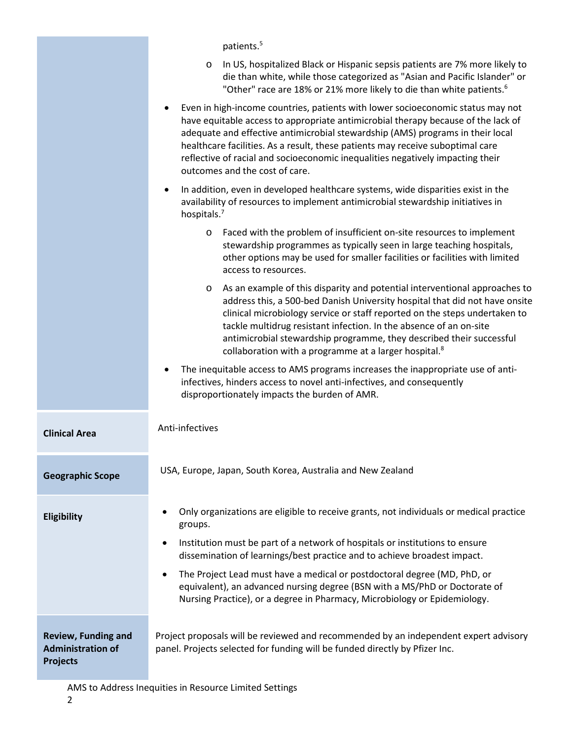| | |
|---|---|
| | patients.[5]<br>o In US, hospitalized Black or Hispanic sepsis patients are 7% more likely to die than white, while those categorized as "Asian and Pacific Islander" or "Other" race are 18% or 21% more likely to die than white patients.[6]<br>• Even in high-income countries, patients with lower socioeconomic status may not have equitable access to appropriate antimicrobial therapy because of the lack of adequate and effective antimicrobial stewardship (AMS) programs in their local healthcare facilities. As a result, these patients may receive suboptimal care reflective of racial and socioeconomic inequalities negatively impacting their outcomes and the cost of care.<br>• In addition, even in developed healthcare systems, wide disparities exist in the availability of resources to implement antimicrobial stewardship initiatives in hospitals.[7]<br>o Faced with the problem of insufficient on-site resources to implement stewardship programmes as typically seen in large teaching hospitals, other options may be used for smaller facilities or facilities with limited access to resources.<br>o As an example of this disparity and potential interventional approaches to address this, a 500-bed Danish University hospital that did not have onsite clinical microbiology service or staff reported on the steps undertaken to tackle multidrug resistant infection. In the absence of an on-site antimicrobial stewardship programme, they described their successful collaboration with a programme at a larger hospital.[8]<br>• The inequitable access to AMS programs increases the inappropriate use of anti-infectives, hinders access to novel anti-infectives, and consequently disproportionately impacts the burden of AMR. |
| **Clinical Area** | Anti-infectives |
| **Geographic Scope** | USA, Europe, Japan, South Korea, Australia and New Zealand |
| **Eligibility** | • Only organizations are eligible to receive grants, not individuals or medical practice groups.<br>• Institution must be part of a network of hospitals or institutions to ensure dissemination of learnings/best practice and to achieve broadest impact.<br>• The Project Lead must have a medical or postdoctoral degree (MD, PhD, or equivalent), an advanced nursing degree (BSN with a MS/PhD or Doctorate of Nursing Practice), or a degree in Pharmacy, Microbiology or Epidemiology. |
| **Review, Funding and Administration of Projects** | Project proposals will be reviewed and recommended by an independent expert advisory panel. Projects selected for funding will be funded directly by Pfizer Inc. |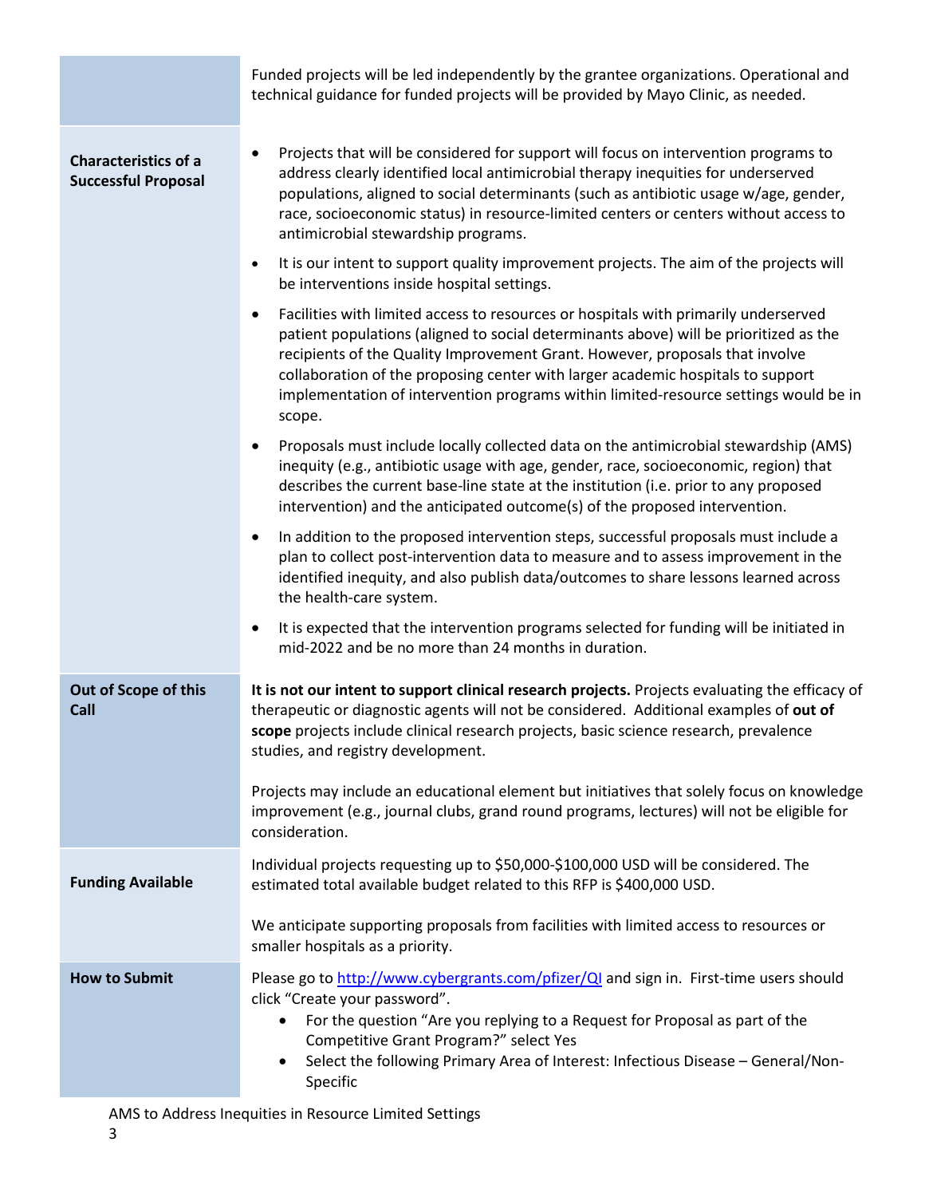| | |
|---|---|
| | Funded projects will be led independently by the grantee organizations. Operational and technical guidance for funded projects will be provided by Mayo Clinic, as needed. |
| **Characteristics of a Successful Proposal** | • Projects that will be considered for support will focus on intervention programs to address clearly identified local antimicrobial therapy inequities for underserved populations, aligned to social determinants (such as antibiotic usage w/age, gender, race, socioeconomic status) in resource-limited centers or centers without access to antimicrobial stewardship programs.<br>• It is our intent to support quality improvement projects. The aim of the projects will be interventions inside hospital settings.<br>• Facilities with limited access to resources or hospitals with primarily underserved patient populations (aligned to social determinants above) will be prioritized as the recipients of the Quality Improvement Grant. However, proposals that involve collaboration of the proposing center with larger academic hospitals to support implementation of intervention programs within limited-resource settings would be in scope.<br>• Proposals must include locally collected data on the antimicrobial stewardship (AMS) inequity (e.g., antibiotic usage with age, gender, race, socioeconomic, region) that describes the current base-line state at the institution (i.e. prior to any proposed intervention) and the anticipated outcome(s) of the proposed intervention.<br>• In addition to the proposed intervention steps, successful proposals must include a plan to collect post-intervention data to measure and to assess improvement in the identified inequity, and also publish data/outcomes to share lessons learned across the health-care system.<br>• It is expected that the intervention programs selected for funding will be initiated in mid-2022 and be no more than 24 months in duration. |
| **Out of Scope of this Call** | **It is not our intent to support clinical research projects.** Projects evaluating the efficacy of therapeutic or diagnostic agents will not be considered. Additional examples of **out of scope** projects include clinical research projects, basic science research, prevalence studies, and registry development.<br><br>Projects may include an educational element but initiatives that solely focus on knowledge improvement (e.g., journal clubs, grand round programs, lectures) will not be eligible for consideration. |
| **Funding Available** | Individual projects requesting up to $50,000-$100,000 USD will be considered. The estimated total available budget related to this RFP is $400,000 USD.<br><br>We anticipate supporting proposals from facilities with limited access to resources or smaller hospitals as a priority. |
| **How to Submit** | Please go to http://www.cybergrants.com/pfizer/QI and sign in. First-time users should click "Create your password".<br>• For the question "Are you replying to a Request for Proposal as part of the Competitive Grant Program?" select Yes<br>• Select the following Primary Area of Interest: Infectious Disease – General/Non-Specific |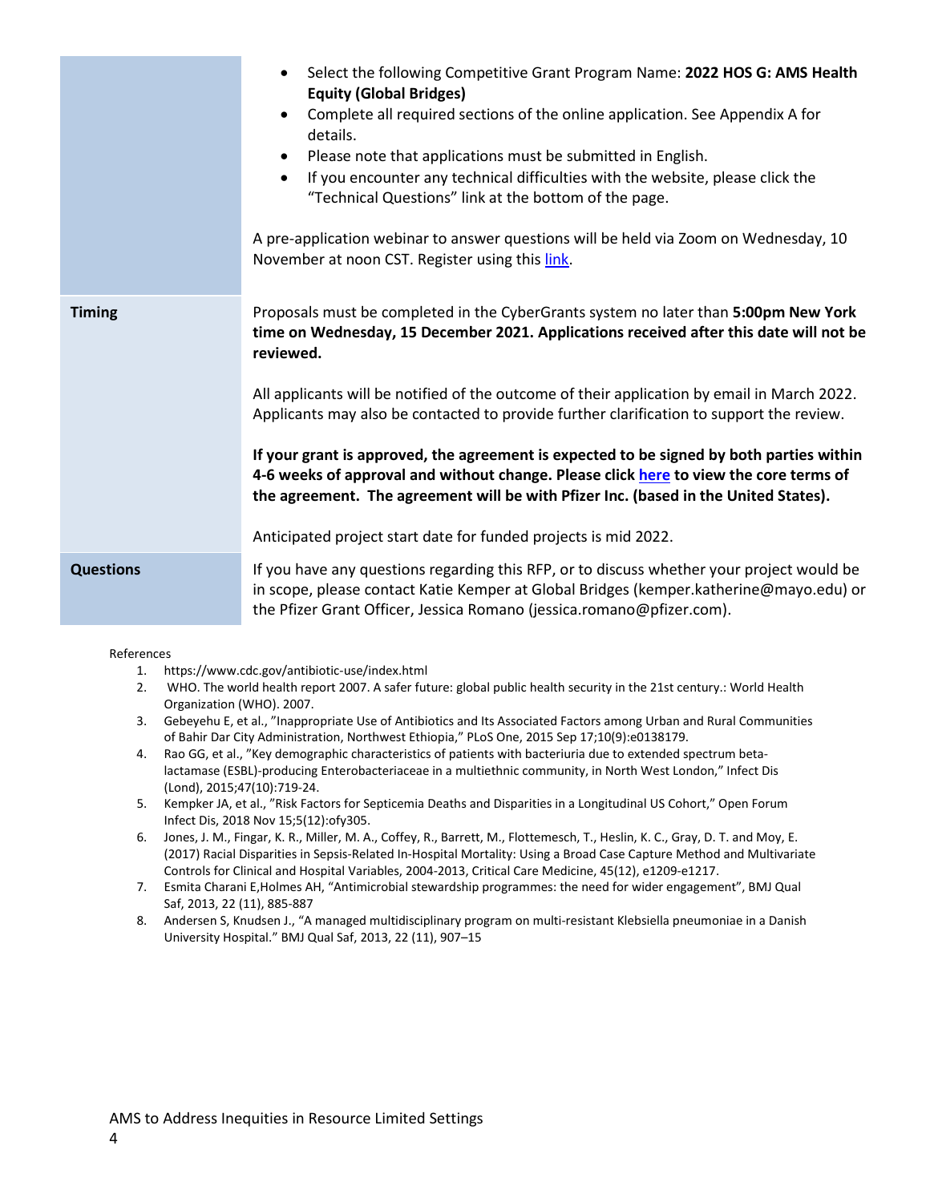| | |
|---|---|
| | • Select the following Competitive Grant Program Name: **2022 HOS G: AMS Health Equity (Global Bridges)**<br>• Complete all required sections of the online application. See Appendix A for details.<br>• Please note that applications must be submitted in English.<br>• If you encounter any technical difficulties with the website, please click the "Technical Questions" link at the bottom of the page.<br><br>A pre-application webinar to answer questions will be held via Zoom on Wednesday, 10 November at noon CST. Register using this link. |
| **Timing** | Proposals must be completed in the CyberGrants system no later than **5:00pm New York time on Wednesday, 15 December 2021. Applications received after this date will not be reviewed.**<br><br>All applicants will be notified of the outcome of their application by email in March 2022. Applicants may also be contacted to provide further clarification to support the review.<br><br>**If your grant is approved, the agreement is expected to be signed by both parties within 4-6 weeks of approval and without change. Please click here to view the core terms of the agreement. The agreement will be with Pfizer Inc. (based in the United States).**<br><br>Anticipated project start date for funded projects is mid 2022. |
| **Questions** | If you have any questions regarding this RFP, or to discuss whether your project would be in scope, please contact Katie Kemper at Global Bridges (kemper.katherine@mayo.edu) or the Pfizer Grant Officer, Jessica Romano (jessica.romano@pfizer.com). |

References

1. https://www.cdc.gov/antibiotic-use/index.html
2. WHO. The world health report 2007. A safer future: global public health security in the 21st century.: World Health Organization (WHO). 2007.
3. Gebeyehu E, et al., "Inappropriate Use of Antibiotics and Its Associated Factors among Urban and Rural Communities of Bahir Dar City Administration, Northwest Ethiopia," PLoS One, 2015 Sep 17;10(9):e0138179.
4. Rao GG, et al., "Key demographic characteristics of patients with bacteriuria due to extended spectrum beta-lactamase (ESBL)-producing Enterobacteriaceae in a multiethnic community, in North West London," Infect Dis (Lond), 2015;47(10):719-24.
5. Kempker JA, et al., "Risk Factors for Septicemia Deaths and Disparities in a Longitudinal US Cohort," Open Forum Infect Dis, 2018 Nov 15;5(12):ofy305.
6. Jones, J. M., Fingar, K. R., Miller, M. A., Coffey, R., Barrett, M., Flottemesch, T., Heslin, K. C., Gray, D. T. and Moy, E. (2017) Racial Disparities in Sepsis-Related In-Hospital Mortality: Using a Broad Case Capture Method and Multivariate Controls for Clinical and Hospital Variables, 2004-2013, Critical Care Medicine, 45(12), e1209-e1217.
7. Esmita Charani E,Holmes AH, "Antimicrobial stewardship programmes: the need for wider engagement", BMJ Qual Saf, 2013, 22 (11), 885-887
8. Andersen S, Knudsen J., "A managed multidisciplinary program on multi-resistant Klebsiella pneumoniae in a Danish University Hospital." BMJ Qual Saf, 2013, 22 (11), 907–15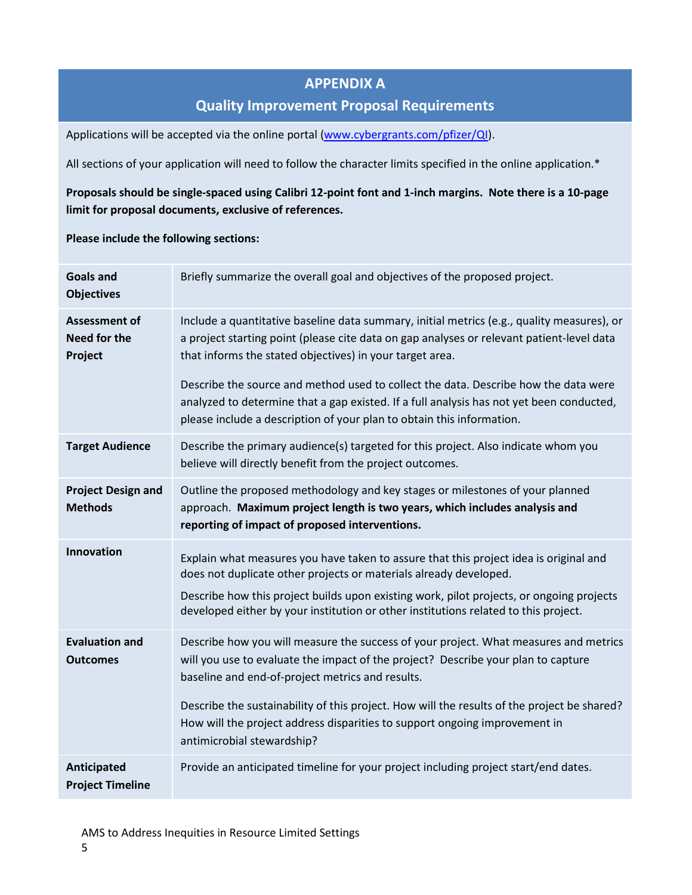# APPENDIX A

## Quality Improvement Proposal Requirements

Applications will be accepted via the online portal (www.cybergrants.com/pfizer/QI).

All sections of your application will need to follow the character limits specified in the online application.*

**Proposals should be single-spaced using Calibri 12-point font and 1-inch margins. Note there is a 10-page limit for proposal documents, exclusive of references.**

**Please include the following sections:**

| | |
|---|---|
| **Goals and Objectives** | Briefly summarize the overall goal and objectives of the proposed project. |
| **Assessment of Need for the Project** | Include a quantitative baseline data summary, initial metrics (e.g., quality measures), or a project starting point (please cite data on gap analyses or relevant patient-level data that informs the stated objectives) in your target area.<br><br>Describe the source and method used to collect the data. Describe how the data were analyzed to determine that a gap existed. If a full analysis has not yet been conducted, please include a description of your plan to obtain this information. |
| **Target Audience** | Describe the primary audience(s) targeted for this project. Also indicate whom you believe will directly benefit from the project outcomes. |
| **Project Design and Methods** | Outline the proposed methodology and key stages or milestones of your planned approach. **Maximum project length is two years, which includes analysis and reporting of impact of proposed interventions.** |
| **Innovation** | Explain what measures you have taken to assure that this project idea is original and does not duplicate other projects or materials already developed.<br><br>Describe how this project builds upon existing work, pilot projects, or ongoing projects developed either by your institution or other institutions related to this project. |
| **Evaluation and Outcomes** | Describe how you will measure the success of your project. What measures and metrics will you use to evaluate the impact of the project? Describe your plan to capture baseline and end-of-project metrics and results.<br><br>Describe the sustainability of this project. How will the results of the project be shared? How will the project address disparities to support ongoing improvement in antimicrobial stewardship? |
| **Anticipated Project Timeline** | Provide an anticipated timeline for your project including project start/end dates. |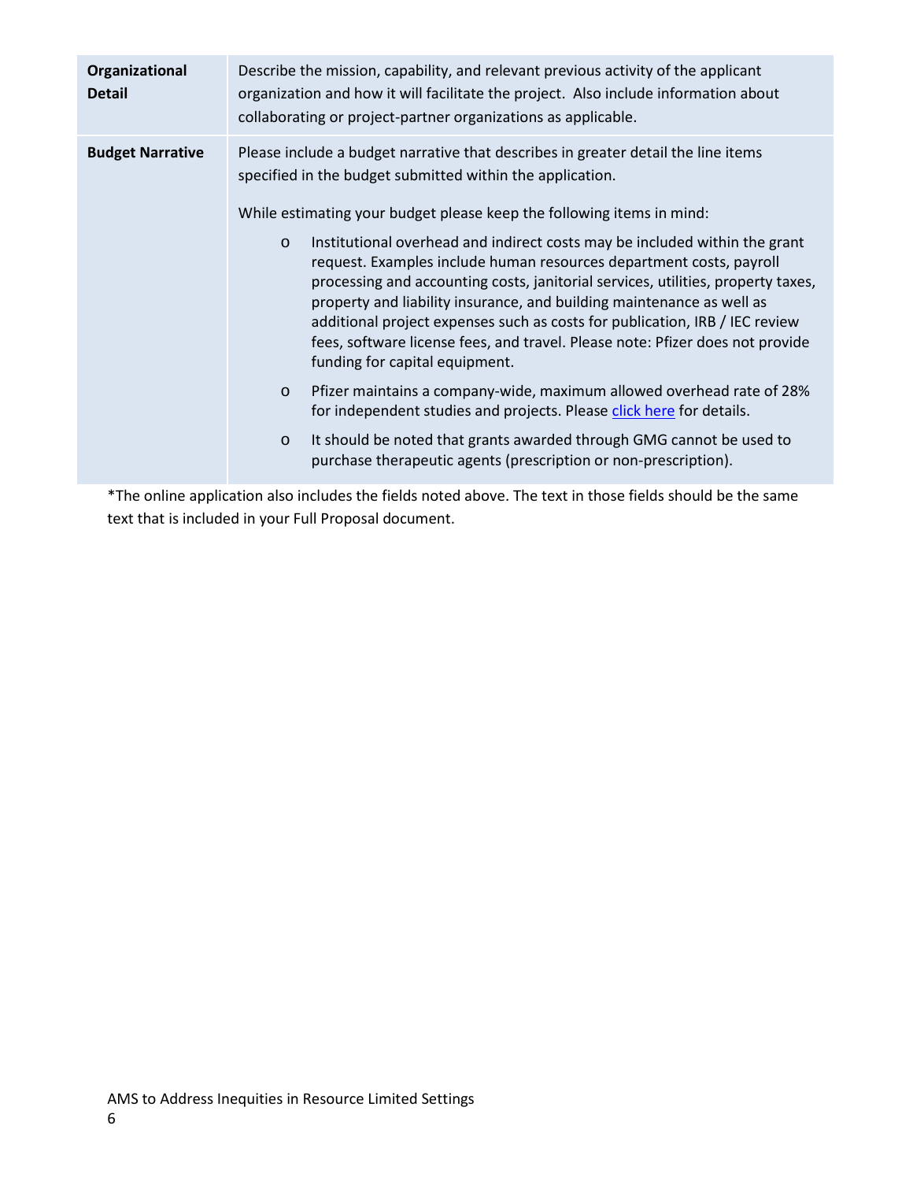| | |
|---|---|
| **Organizational Detail** | Describe the mission, capability, and relevant previous activity of the applicant organization and how it will facilitate the project. Also include information about collaborating or project-partner organizations as applicable. |
| **Budget Narrative** | Please include a budget narrative that describes in greater detail the line items specified in the budget submitted within the application.<br><br>While estimating your budget please keep the following items in mind:<br><br>o Institutional overhead and indirect costs may be included within the grant request. Examples include human resources department costs, payroll processing and accounting costs, janitorial services, utilities, property taxes, property and liability insurance, and building maintenance as well as additional project expenses such as costs for publication, IRB / IEC review fees, software license fees, and travel. Please note: Pfizer does not provide funding for capital equipment.<br><br>o Pfizer maintains a company-wide, maximum allowed overhead rate of 28% for independent studies and projects. Please [click here](#) for details.<br><br>o It should be noted that grants awarded through GMG cannot be used to purchase therapeutic agents (prescription or non-prescription). |

*The online application also includes the fields noted above. The text in those fields should be the same text that is included in your Full Proposal document.